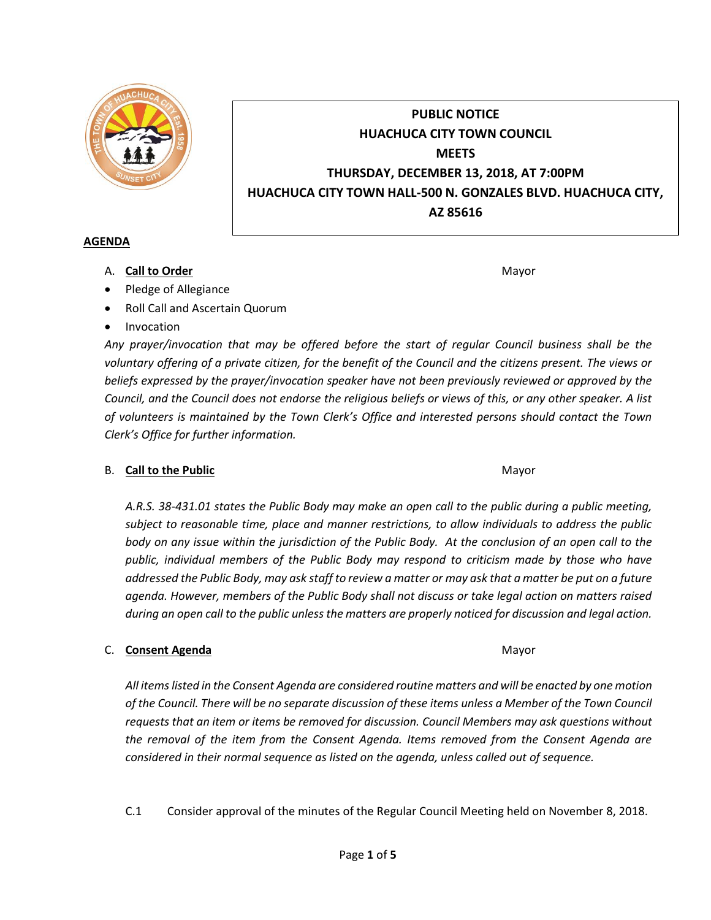**PUBLIC NOTICE**
**HUACHUCA CITY TOWN COUNCIL**
**MEETS**
**THURSDAY, DECEMBER 13, 2018, AT 7:00PM**
**HUACHUCA CITY TOWN HALL-500 N. GONZALES BLVD. HUACHUCA CITY, AZ 85616**

## AGENDA

A. **Call to Order** — Mayor

- Pledge of Allegiance
- Roll Call and Ascertain Quorum
- Invocation

*Any prayer/invocation that may be offered before the start of regular Council business shall be the voluntary offering of a private citizen, for the benefit of the Council and the citizens present. The views or beliefs expressed by the prayer/invocation speaker have not been previously reviewed or approved by the Council, and the Council does not endorse the religious beliefs or views of this, or any other speaker. A list of volunteers is maintained by the Town Clerk's Office and interested persons should contact the Town Clerk's Office for further information.*

B. **Call to the Public** — Mayor

*A.R.S. 38-431.01 states the Public Body may make an open call to the public during a public meeting, subject to reasonable time, place and manner restrictions, to allow individuals to address the public body on any issue within the jurisdiction of the Public Body. At the conclusion of an open call to the public, individual members of the Public Body may respond to criticism made by those who have addressed the Public Body, may ask staff to review a matter or may ask that a matter be put on a future agenda. However, members of the Public Body shall not discuss or take legal action on matters raised during an open call to the public unless the matters are properly noticed for discussion and legal action.*

C. **Consent Agenda** — Mayor

*All items listed in the Consent Agenda are considered routine matters and will be enacted by one motion of the Council. There will be no separate discussion of these items unless a Member of the Town Council requests that an item or items be removed for discussion. Council Members may ask questions without the removal of the item from the Consent Agenda. Items removed from the Consent Agenda are considered in their normal sequence as listed on the agenda, unless called out of sequence.*

C.1 Consider approval of the minutes of the Regular Council Meeting held on November 8, 2018.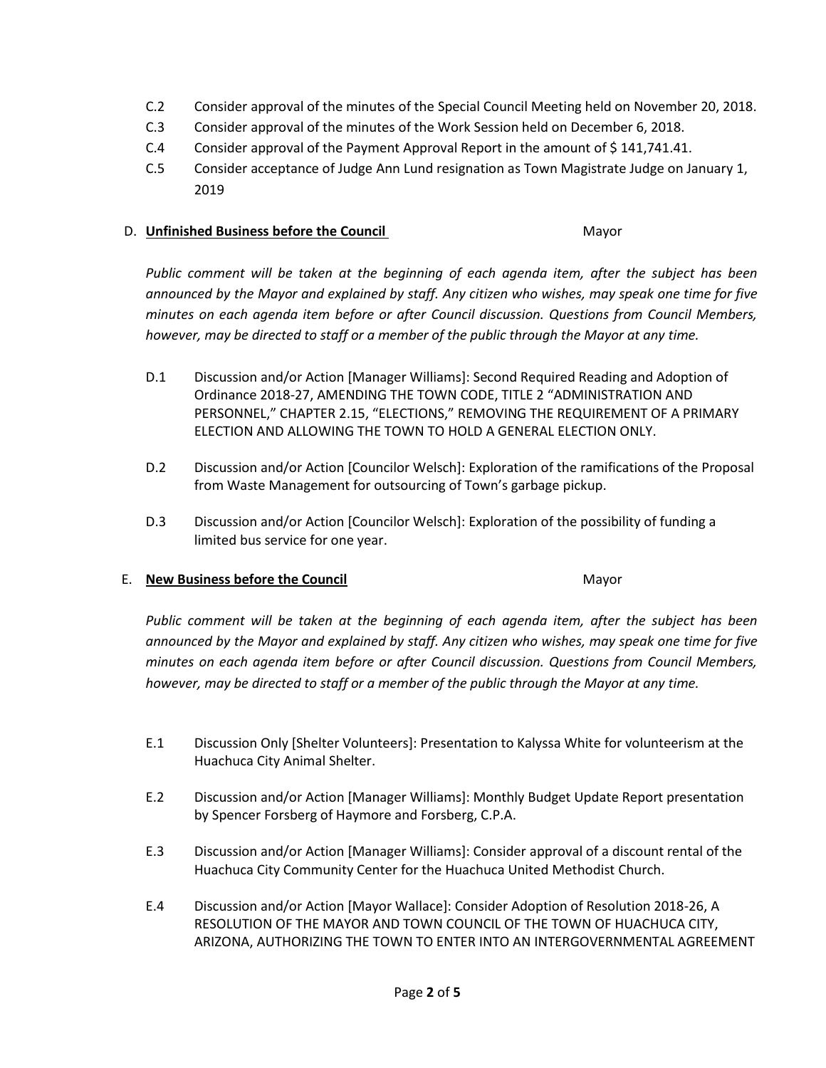- C.2 Consider approval of the minutes of the Special Council Meeting held on November 20, 2018.
- C.3 Consider approval of the minutes of the Work Session held on December 6, 2018.
- C.4 Consider approval of the Payment Approval Report in the amount of $ 141,741.41.
- C.5 Consider acceptance of Judge Ann Lund resignation as Town Magistrate Judge on January 1, 2019

## D. **Unfinished Business before the Council** Mayor

*Public comment will be taken at the beginning of each agenda item, after the subject has been announced by the Mayor and explained by staff. Any citizen who wishes, may speak one time for five minutes on each agenda item before or after Council discussion. Questions from Council Members, however, may be directed to staff or a member of the public through the Mayor at any time.*

- D.1 Discussion and/or Action [Manager Williams]: Second Required Reading and Adoption of Ordinance 2018-27, AMENDING THE TOWN CODE, TITLE 2 "ADMINISTRATION AND PERSONNEL," CHAPTER 2.15, "ELECTIONS," REMOVING THE REQUIREMENT OF A PRIMARY ELECTION AND ALLOWING THE TOWN TO HOLD A GENERAL ELECTION ONLY.

- D.2 Discussion and/or Action [Councilor Welsch]: Exploration of the ramifications of the Proposal from Waste Management for outsourcing of Town's garbage pickup.

- D.3 Discussion and/or Action [Councilor Welsch]: Exploration of the possibility of funding a limited bus service for one year.

## E. **New Business before the Council** Mayor

*Public comment will be taken at the beginning of each agenda item, after the subject has been announced by the Mayor and explained by staff. Any citizen who wishes, may speak one time for five minutes on each agenda item before or after Council discussion. Questions from Council Members, however, may be directed to staff or a member of the public through the Mayor at any time.*

- E.1 Discussion Only [Shelter Volunteers]: Presentation to Kalyssa White for volunteerism at the Huachuca City Animal Shelter.

- E.2 Discussion and/or Action [Manager Williams]: Monthly Budget Update Report presentation by Spencer Forsberg of Haymore and Forsberg, C.P.A.

- E.3 Discussion and/or Action [Manager Williams]: Consider approval of a discount rental of the Huachuca City Community Center for the Huachuca United Methodist Church.

- E.4 Discussion and/or Action [Mayor Wallace]: Consider Adoption of Resolution 2018-26, A RESOLUTION OF THE MAYOR AND TOWN COUNCIL OF THE TOWN OF HUACHUCA CITY, ARIZONA, AUTHORIZING THE TOWN TO ENTER INTO AN INTERGOVERNMENTAL AGREEMENT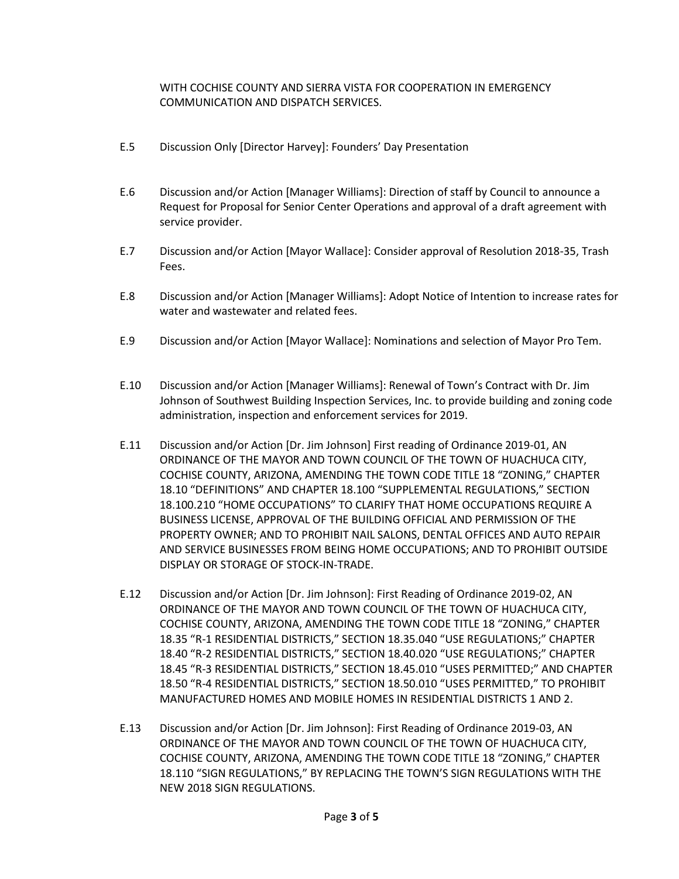WITH COCHISE COUNTY AND SIERRA VISTA FOR COOPERATION IN EMERGENCY COMMUNICATION AND DISPATCH SERVICES.

E.5 Discussion Only [Director Harvey]: Founders' Day Presentation

E.6 Discussion and/or Action [Manager Williams]: Direction of staff by Council to announce a Request for Proposal for Senior Center Operations and approval of a draft agreement with service provider.

E.7 Discussion and/or Action [Mayor Wallace]: Consider approval of Resolution 2018-35, Trash Fees.

E.8 Discussion and/or Action [Manager Williams]: Adopt Notice of Intention to increase rates for water and wastewater and related fees.

E.9 Discussion and/or Action [Mayor Wallace]: Nominations and selection of Mayor Pro Tem.

E.10 Discussion and/or Action [Manager Williams]: Renewal of Town's Contract with Dr. Jim Johnson of Southwest Building Inspection Services, Inc. to provide building and zoning code administration, inspection and enforcement services for 2019.

E.11 Discussion and/or Action [Dr. Jim Johnson] First reading of Ordinance 2019-01, AN ORDINANCE OF THE MAYOR AND TOWN COUNCIL OF THE TOWN OF HUACHUCA CITY, COCHISE COUNTY, ARIZONA, AMENDING THE TOWN CODE TITLE 18 "ZONING," CHAPTER 18.10 "DEFINITIONS" AND CHAPTER 18.100 "SUPPLEMENTAL REGULATIONS," SECTION 18.100.210 "HOME OCCUPATIONS" TO CLARIFY THAT HOME OCCUPATIONS REQUIRE A BUSINESS LICENSE, APPROVAL OF THE BUILDING OFFICIAL AND PERMISSION OF THE PROPERTY OWNER; AND TO PROHIBIT NAIL SALONS, DENTAL OFFICES AND AUTO REPAIR AND SERVICE BUSINESSES FROM BEING HOME OCCUPATIONS; AND TO PROHIBIT OUTSIDE DISPLAY OR STORAGE OF STOCK-IN-TRADE.

E.12 Discussion and/or Action [Dr. Jim Johnson]: First Reading of Ordinance 2019-02, AN ORDINANCE OF THE MAYOR AND TOWN COUNCIL OF THE TOWN OF HUACHUCA CITY, COCHISE COUNTY, ARIZONA, AMENDING THE TOWN CODE TITLE 18 "ZONING," CHAPTER 18.35 "R-1 RESIDENTIAL DISTRICTS," SECTION 18.35.040 "USE REGULATIONS;" CHAPTER 18.40 "R-2 RESIDENTIAL DISTRICTS," SECTION 18.40.020 "USE REGULATIONS;" CHAPTER 18.45 "R-3 RESIDENTIAL DISTRICTS," SECTION 18.45.010 "USES PERMITTED;" AND CHAPTER 18.50 "R-4 RESIDENTIAL DISTRICTS," SECTION 18.50.010 "USES PERMITTED," TO PROHIBIT MANUFACTURED HOMES AND MOBILE HOMES IN RESIDENTIAL DISTRICTS 1 AND 2.

E.13 Discussion and/or Action [Dr. Jim Johnson]: First Reading of Ordinance 2019-03, AN ORDINANCE OF THE MAYOR AND TOWN COUNCIL OF THE TOWN OF HUACHUCA CITY, COCHISE COUNTY, ARIZONA, AMENDING THE TOWN CODE TITLE 18 "ZONING," CHAPTER 18.110 "SIGN REGULATIONS," BY REPLACING THE TOWN'S SIGN REGULATIONS WITH THE NEW 2018 SIGN REGULATIONS.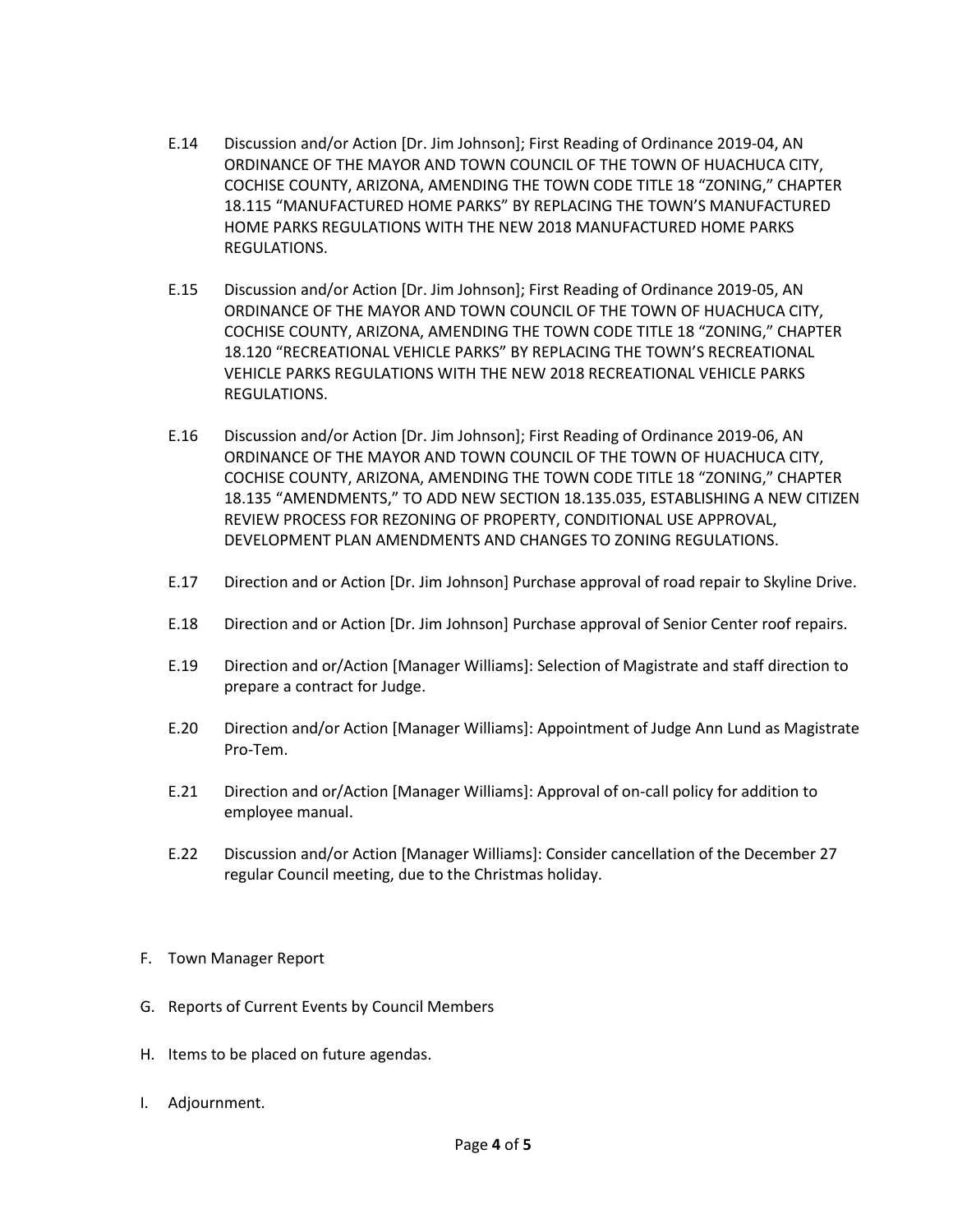E.14 Discussion and/or Action [Dr. Jim Johnson]; First Reading of Ordinance 2019-04, AN ORDINANCE OF THE MAYOR AND TOWN COUNCIL OF THE TOWN OF HUACHUCA CITY, COCHISE COUNTY, ARIZONA, AMENDING THE TOWN CODE TITLE 18 "ZONING," CHAPTER 18.115 "MANUFACTURED HOME PARKS" BY REPLACING THE TOWN'S MANUFACTURED HOME PARKS REGULATIONS WITH THE NEW 2018 MANUFACTURED HOME PARKS REGULATIONS.

E.15 Discussion and/or Action [Dr. Jim Johnson]; First Reading of Ordinance 2019-05, AN ORDINANCE OF THE MAYOR AND TOWN COUNCIL OF THE TOWN OF HUACHUCA CITY, COCHISE COUNTY, ARIZONA, AMENDING THE TOWN CODE TITLE 18 "ZONING," CHAPTER 18.120 "RECREATIONAL VEHICLE PARKS" BY REPLACING THE TOWN'S RECREATIONAL VEHICLE PARKS REGULATIONS WITH THE NEW 2018 RECREATIONAL VEHICLE PARKS REGULATIONS.

E.16 Discussion and/or Action [Dr. Jim Johnson]; First Reading of Ordinance 2019-06, AN ORDINANCE OF THE MAYOR AND TOWN COUNCIL OF THE TOWN OF HUACHUCA CITY, COCHISE COUNTY, ARIZONA, AMENDING THE TOWN CODE TITLE 18 "ZONING," CHAPTER 18.135 "AMENDMENTS," TO ADD NEW SECTION 18.135.035, ESTABLISHING A NEW CITIZEN REVIEW PROCESS FOR REZONING OF PROPERTY, CONDITIONAL USE APPROVAL, DEVELOPMENT PLAN AMENDMENTS AND CHANGES TO ZONING REGULATIONS.

E.17 Direction and or Action [Dr. Jim Johnson] Purchase approval of road repair to Skyline Drive.

E.18 Direction and or Action [Dr. Jim Johnson] Purchase approval of Senior Center roof repairs.

E.19 Direction and or/Action [Manager Williams]: Selection of Magistrate and staff direction to prepare a contract for Judge.

E.20 Direction and/or Action [Manager Williams]: Appointment of Judge Ann Lund as Magistrate Pro-Tem.

E.21 Direction and or/Action [Manager Williams]: Approval of on-call policy for addition to employee manual.

E.22 Discussion and/or Action [Manager Williams]: Consider cancellation of the December 27 regular Council meeting, due to the Christmas holiday.

F. Town Manager Report

G. Reports of Current Events by Council Members

H. Items to be placed on future agendas.

I. Adjournment.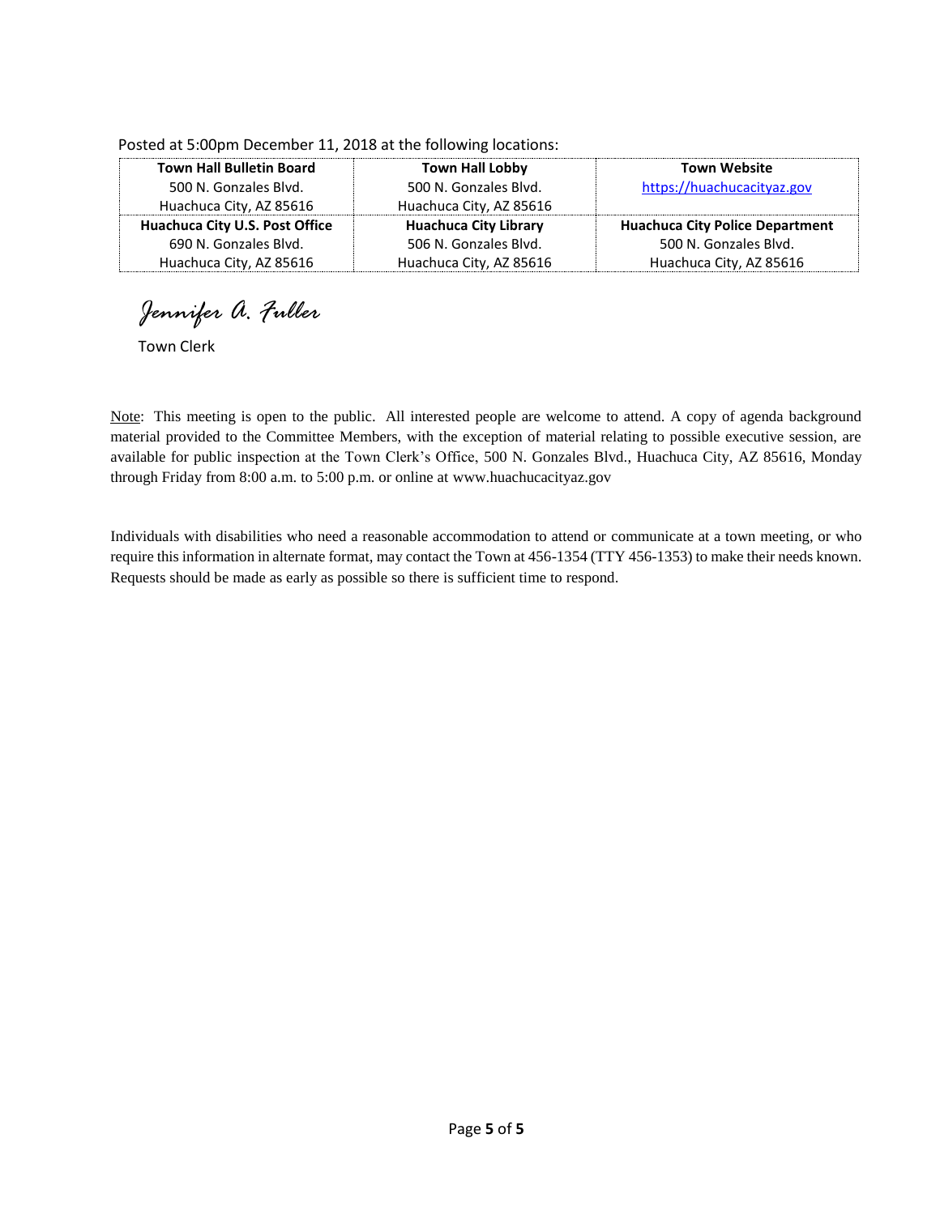Posted at 5:00pm December 11, 2018 at the following locations:

| | | |
|---|---|---|
| **Town Hall Bulletin Board**<br>500 N. Gonzales Blvd.<br>Huachuca City, AZ 85616 | **Town Hall Lobby**<br>500 N. Gonzales Blvd.<br>Huachuca City, AZ 85616 | **Town Website**<br>https://huachucacityaz.gov |
| **Huachuca City U.S. Post Office**<br>690 N. Gonzales Blvd.<br>Huachuca City, AZ 85616 | **Huachuca City Library**<br>506 N. Gonzales Blvd.<br>Huachuca City, AZ 85616 | **Huachuca City Police Department**<br>500 N. Gonzales Blvd.<br>Huachuca City, AZ 85616 |

*Jennifer A. Fuller*

Town Clerk

Note: This meeting is open to the public. All interested people are welcome to attend. A copy of agenda background material provided to the Committee Members, with the exception of material relating to possible executive session, are available for public inspection at the Town Clerk's Office, 500 N. Gonzales Blvd., Huachuca City, AZ 85616, Monday through Friday from 8:00 a.m. to 5:00 p.m. or online at www.huachucacityaz.gov

Individuals with disabilities who need a reasonable accommodation to attend or communicate at a town meeting, or who require this information in alternate format, may contact the Town at 456-1354 (TTY 456-1353) to make their needs known. Requests should be made as early as possible so there is sufficient time to respond.